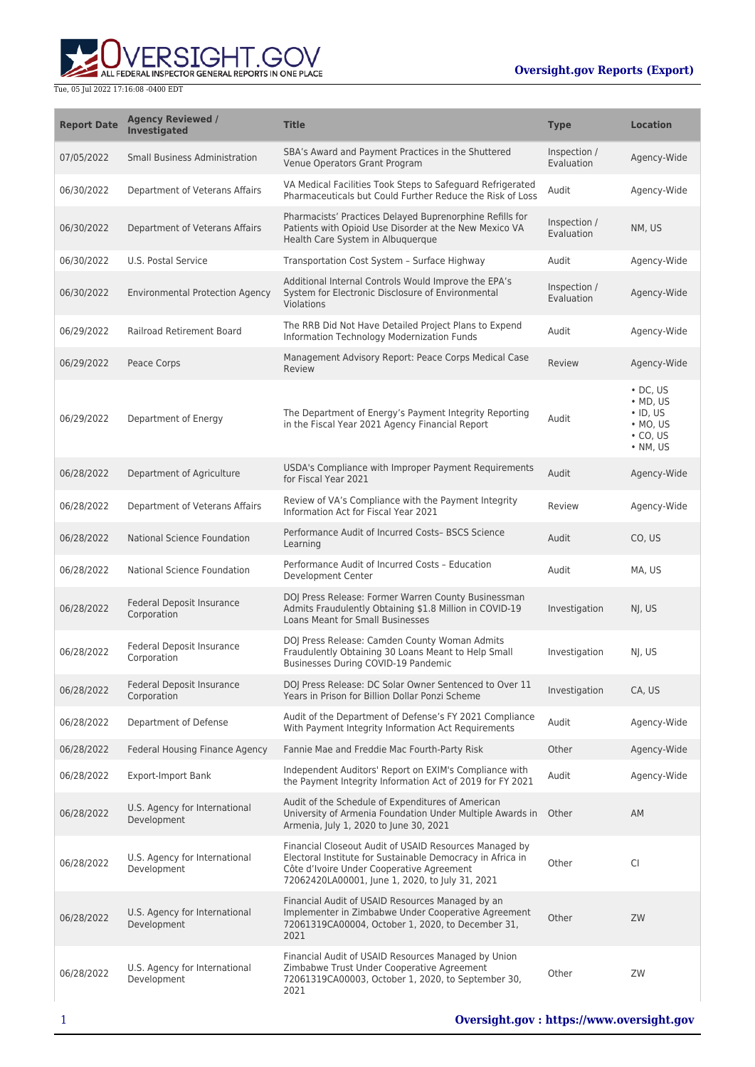| Report Date | Agency Reviewed / Investigated | Title | Type | Location |
| --- | --- | --- | --- | --- |
| 07/05/2022 | Small Business Administration | SBA's Award and Payment Practices in the Shuttered Venue Operators Grant Program | Inspection / Evaluation | Agency-Wide |
| 06/30/2022 | Department of Veterans Affairs | VA Medical Facilities Took Steps to Safeguard Refrigerated Pharmaceuticals but Could Further Reduce the Risk of Loss | Audit | Agency-Wide |
| 06/30/2022 | Department of Veterans Affairs | Pharmacists' Practices Delayed Buprenorphine Refills for Patients with Opioid Use Disorder at the New Mexico VA Health Care System in Albuquerque | Inspection / Evaluation | NM, US |
| 06/30/2022 | U.S. Postal Service | Transportation Cost System – Surface Highway | Audit | Agency-Wide |
| 06/30/2022 | Environmental Protection Agency | Additional Internal Controls Would Improve the EPA's System for Electronic Disclosure of Environmental Violations | Inspection / Evaluation | Agency-Wide |
| 06/29/2022 | Railroad Retirement Board | The RRB Did Not Have Detailed Project Plans to Expend Information Technology Modernization Funds | Audit | Agency-Wide |
| 06/29/2022 | Peace Corps | Management Advisory Report: Peace Corps Medical Case Review | Review | Agency-Wide |
| 06/29/2022 | Department of Energy | The Department of Energy's Payment Integrity Reporting in the Fiscal Year 2021 Agency Financial Report | Audit | • DC, US<br>• MD, US<br>• ID, US<br>• MO, US<br>• CO, US<br>• NM, US |
| 06/28/2022 | Department of Agriculture | USDA's Compliance with Improper Payment Requirements for Fiscal Year 2021 | Audit | Agency-Wide |
| 06/28/2022 | Department of Veterans Affairs | Review of VA's Compliance with the Payment Integrity Information Act for Fiscal Year 2021 | Review | Agency-Wide |
| 06/28/2022 | National Science Foundation | Performance Audit of Incurred Costs– BSCS Science Learning | Audit | CO, US |
| 06/28/2022 | National Science Foundation | Performance Audit of Incurred Costs – Education Development Center | Audit | MA, US |
| 06/28/2022 | Federal Deposit Insurance Corporation | DOJ Press Release: Former Warren County Businessman Admits Fraudulently Obtaining $1.8 Million in COVID-19 Loans Meant for Small Businesses | Investigation | NJ, US |
| 06/28/2022 | Federal Deposit Insurance Corporation | DOJ Press Release: Camden County Woman Admits Fraudulently Obtaining 30 Loans Meant to Help Small Businesses During COVID-19 Pandemic | Investigation | NJ, US |
| 06/28/2022 | Federal Deposit Insurance Corporation | DOJ Press Release: DC Solar Owner Sentenced to Over 11 Years in Prison for Billion Dollar Ponzi Scheme | Investigation | CA, US |
| 06/28/2022 | Department of Defense | Audit of the Department of Defense's FY 2021 Compliance With Payment Integrity Information Act Requirements | Audit | Agency-Wide |
| 06/28/2022 | Federal Housing Finance Agency | Fannie Mae and Freddie Mac Fourth-Party Risk | Other | Agency-Wide |
| 06/28/2022 | Export-Import Bank | Independent Auditors' Report on EXIM's Compliance with the Payment Integrity Information Act of 2019 for FY 2021 | Audit | Agency-Wide |
| 06/28/2022 | U.S. Agency for International Development | Audit of the Schedule of Expenditures of American University of Armenia Foundation Under Multiple Awards in Armenia, July 1, 2020 to June 30, 2021 | Other | AM |
| 06/28/2022 | U.S. Agency for International Development | Financial Closeout Audit of USAID Resources Managed by Electoral Institute for Sustainable Democracy in Africa in Côte d'Ivoire Under Cooperative Agreement 72062420LA00001, June 1, 2020, to July 31, 2021 | Other | CI |
| 06/28/2022 | U.S. Agency for International Development | Financial Audit of USAID Resources Managed by an Implementer in Zimbabwe Under Cooperative Agreement 72061319CA00004, October 1, 2020, to December 31, 2021 | Other | ZW |
| 06/28/2022 | U.S. Agency for International Development | Financial Audit of USAID Resources Managed by Union Zimbabwe Trust Under Cooperative Agreement 72061319CA00003, October 1, 2020, to September 30, 2021 | Other | ZW |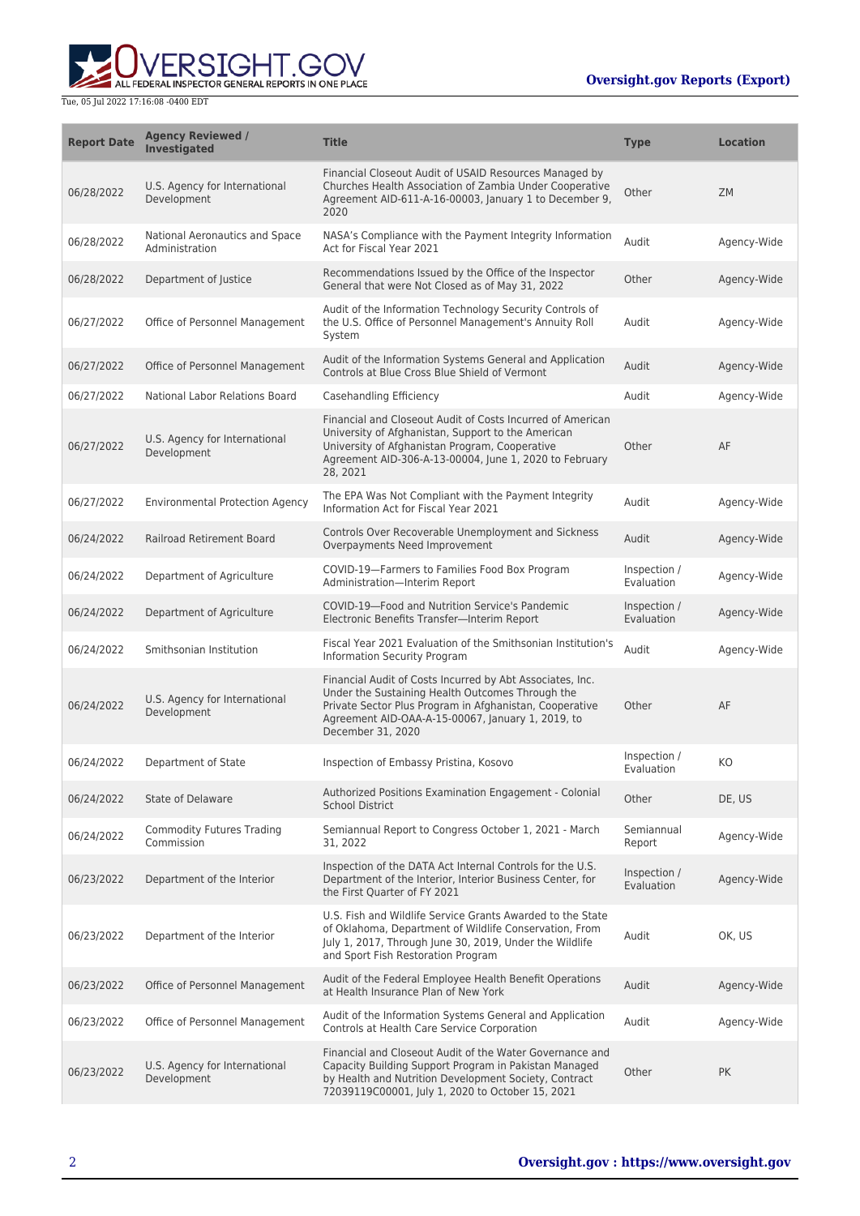| Report Date | Agency Reviewed / Investigated | Title | Type | Location |
| --- | --- | --- | --- | --- |
| 06/28/2022 | U.S. Agency for International Development | Financial Closeout Audit of USAID Resources Managed by Churches Health Association of Zambia Under Cooperative Agreement AID-611-A-16-00003, January 1 to December 9, 2020 | Other | ZM |
| 06/28/2022 | National Aeronautics and Space Administration | NASA's Compliance with the Payment Integrity Information Act for Fiscal Year 2021 | Audit | Agency-Wide |
| 06/28/2022 | Department of Justice | Recommendations Issued by the Office of the Inspector General that were Not Closed as of May 31, 2022 | Other | Agency-Wide |
| 06/27/2022 | Office of Personnel Management | Audit of the Information Technology Security Controls of the U.S. Office of Personnel Management's Annuity Roll System | Audit | Agency-Wide |
| 06/27/2022 | Office of Personnel Management | Audit of the Information Systems General and Application Controls at Blue Cross Blue Shield of Vermont | Audit | Agency-Wide |
| 06/27/2022 | National Labor Relations Board | Casehandling Efficiency | Audit | Agency-Wide |
| 06/27/2022 | U.S. Agency for International Development | Financial and Closeout Audit of Costs Incurred of American University of Afghanistan, Support to the American University of Afghanistan Program, Cooperative Agreement AID-306-A-13-00004, June 1, 2020 to February 28, 2021 | Other | AF |
| 06/27/2022 | Environmental Protection Agency | The EPA Was Not Compliant with the Payment Integrity Information Act for Fiscal Year 2021 | Audit | Agency-Wide |
| 06/24/2022 | Railroad Retirement Board | Controls Over Recoverable Unemployment and Sickness Overpayments Need Improvement | Audit | Agency-Wide |
| 06/24/2022 | Department of Agriculture | COVID-19—Farmers to Families Food Box Program Administration—Interim Report | Inspection / Evaluation | Agency-Wide |
| 06/24/2022 | Department of Agriculture | COVID-19—Food and Nutrition Service's Pandemic Electronic Benefits Transfer—Interim Report | Inspection / Evaluation | Agency-Wide |
| 06/24/2022 | Smithsonian Institution | Fiscal Year 2021 Evaluation of the Smithsonian Institution's Information Security Program | Audit | Agency-Wide |
| 06/24/2022 | U.S. Agency for International Development | Financial Audit of Costs Incurred by Abt Associates, Inc. Under the Sustaining Health Outcomes Through the Private Sector Plus Program in Afghanistan, Cooperative Agreement AID-OAA-A-15-00067, January 1, 2019, to December 31, 2020 | Other | AF |
| 06/24/2022 | Department of State | Inspection of Embassy Pristina, Kosovo | Inspection / Evaluation | KO |
| 06/24/2022 | State of Delaware | Authorized Positions Examination Engagement - Colonial School District | Other | DE, US |
| 06/24/2022 | Commodity Futures Trading Commission | Semiannual Report to Congress October 1, 2021 - March 31, 2022 | Semiannual Report | Agency-Wide |
| 06/23/2022 | Department of the Interior | Inspection of the DATA Act Internal Controls for the U.S. Department of the Interior, Interior Business Center, for the First Quarter of FY 2021 | Inspection / Evaluation | Agency-Wide |
| 06/23/2022 | Department of the Interior | U.S. Fish and Wildlife Service Grants Awarded to the State of Oklahoma, Department of Wildlife Conservation, From July 1, 2017, Through June 30, 2019, Under the Wildlife and Sport Fish Restoration Program | Audit | OK, US |
| 06/23/2022 | Office of Personnel Management | Audit of the Federal Employee Health Benefit Operations at Health Insurance Plan of New York | Audit | Agency-Wide |
| 06/23/2022 | Office of Personnel Management | Audit of the Information Systems General and Application Controls at Health Care Service Corporation | Audit | Agency-Wide |
| 06/23/2022 | U.S. Agency for International Development | Financial and Closeout Audit of the Water Governance and Capacity Building Support Program in Pakistan Managed by Health and Nutrition Development Society, Contract 72039119C00001, July 1, 2020 to October 15, 2021 | Other | PK |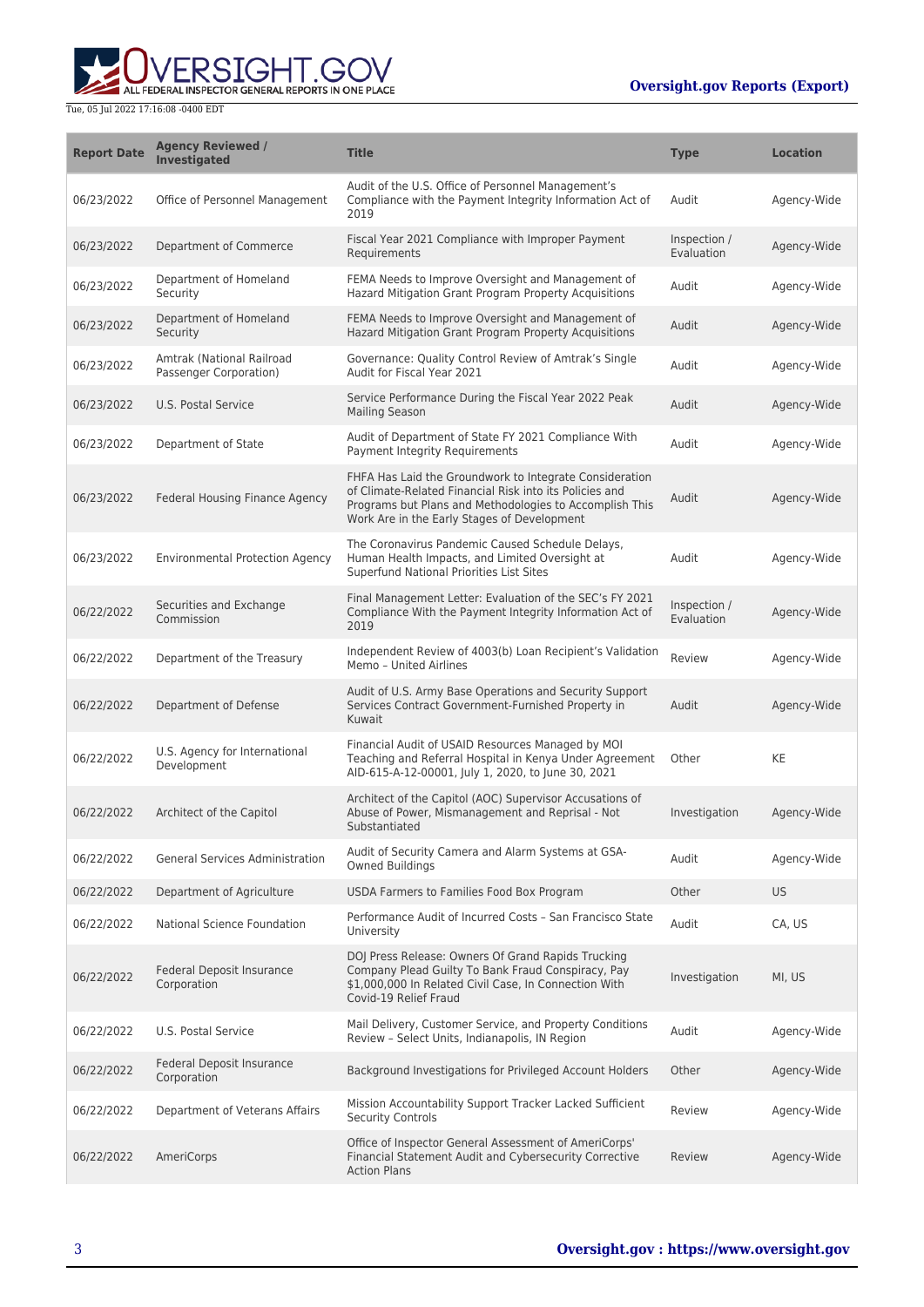| Report Date | Agency Reviewed / Investigated | Title | Type | Location |
| --- | --- | --- | --- | --- |
| 06/23/2022 | Office of Personnel Management | Audit of the U.S. Office of Personnel Management's Compliance with the Payment Integrity Information Act of 2019 | Audit | Agency-Wide |
| 06/23/2022 | Department of Commerce | Fiscal Year 2021 Compliance with Improper Payment Requirements | Inspection / Evaluation | Agency-Wide |
| 06/23/2022 | Department of Homeland Security | FEMA Needs to Improve Oversight and Management of Hazard Mitigation Grant Program Property Acquisitions | Audit | Agency-Wide |
| 06/23/2022 | Department of Homeland Security | FEMA Needs to Improve Oversight and Management of Hazard Mitigation Grant Program Property Acquisitions | Audit | Agency-Wide |
| 06/23/2022 | Amtrak (National Railroad Passenger Corporation) | Governance: Quality Control Review of Amtrak's Single Audit for Fiscal Year 2021 | Audit | Agency-Wide |
| 06/23/2022 | U.S. Postal Service | Service Performance During the Fiscal Year 2022 Peak Mailing Season | Audit | Agency-Wide |
| 06/23/2022 | Department of State | Audit of Department of State FY 2021 Compliance With Payment Integrity Requirements | Audit | Agency-Wide |
| 06/23/2022 | Federal Housing Finance Agency | FHFA Has Laid the Groundwork to Integrate Consideration of Climate-Related Financial Risk into its Policies and Programs but Plans and Methodologies to Accomplish This Work Are in the Early Stages of Development | Audit | Agency-Wide |
| 06/23/2022 | Environmental Protection Agency | The Coronavirus Pandemic Caused Schedule Delays, Human Health Impacts, and Limited Oversight at Superfund National Priorities List Sites | Audit | Agency-Wide |
| 06/22/2022 | Securities and Exchange Commission | Final Management Letter: Evaluation of the SEC's FY 2021 Compliance With the Payment Integrity Information Act of 2019 | Inspection / Evaluation | Agency-Wide |
| 06/22/2022 | Department of the Treasury | Independent Review of 4003(b) Loan Recipient's Validation Memo – United Airlines | Review | Agency-Wide |
| 06/22/2022 | Department of Defense | Audit of U.S. Army Base Operations and Security Support Services Contract Government-Furnished Property in Kuwait | Audit | Agency-Wide |
| 06/22/2022 | U.S. Agency for International Development | Financial Audit of USAID Resources Managed by MOI Teaching and Referral Hospital in Kenya Under Agreement AID-615-A-12-00001, July 1, 2020, to June 30, 2021 | Other | KE |
| 06/22/2022 | Architect of the Capitol | Architect of the Capitol (AOC) Supervisor Accusations of Abuse of Power, Mismanagement and Reprisal - Not Substantiated | Investigation | Agency-Wide |
| 06/22/2022 | General Services Administration | Audit of Security Camera and Alarm Systems at GSA-Owned Buildings | Audit | Agency-Wide |
| 06/22/2022 | Department of Agriculture | USDA Farmers to Families Food Box Program | Other | US |
| 06/22/2022 | National Science Foundation | Performance Audit of Incurred Costs – San Francisco State University | Audit | CA, US |
| 06/22/2022 | Federal Deposit Insurance Corporation | DOJ Press Release: Owners Of Grand Rapids Trucking Company Plead Guilty To Bank Fraud Conspiracy, Pay $1,000,000 In Related Civil Case, In Connection With Covid-19 Relief Fraud | Investigation | MI, US |
| 06/22/2022 | U.S. Postal Service | Mail Delivery, Customer Service, and Property Conditions Review – Select Units, Indianapolis, IN Region | Audit | Agency-Wide |
| 06/22/2022 | Federal Deposit Insurance Corporation | Background Investigations for Privileged Account Holders | Other | Agency-Wide |
| 06/22/2022 | Department of Veterans Affairs | Mission Accountability Support Tracker Lacked Sufficient Security Controls | Review | Agency-Wide |
| 06/22/2022 | AmeriCorps | Office of Inspector General Assessment of AmeriCorps' Financial Statement Audit and Cybersecurity Corrective Action Plans | Review | Agency-Wide |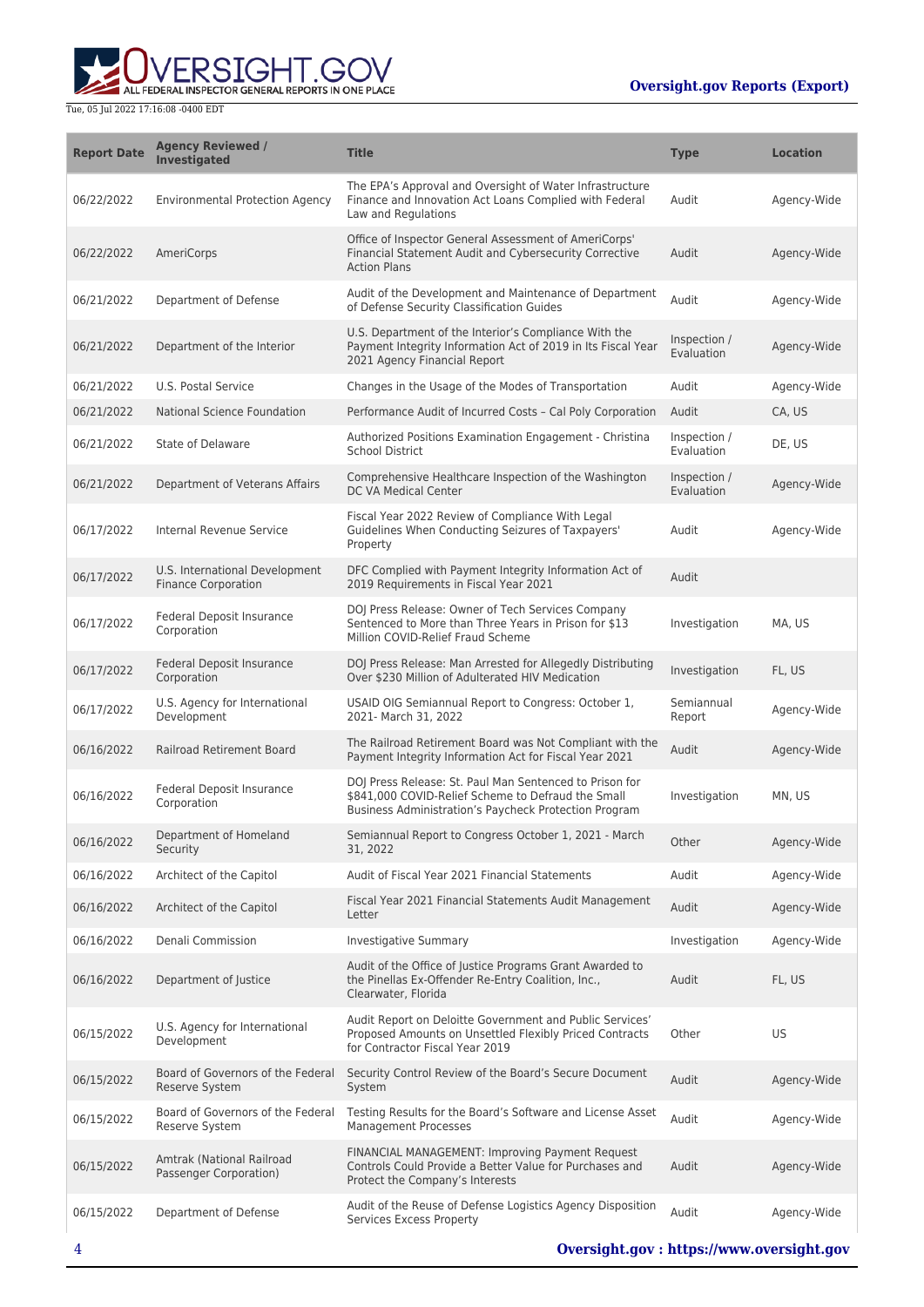| Report Date | Agency Reviewed / Investigated | Title | Type | Location |
|---|---|---|---|---|
| 06/22/2022 | Environmental Protection Agency | The EPA's Approval and Oversight of Water Infrastructure Finance and Innovation Act Loans Complied with Federal Law and Regulations | Audit | Agency-Wide |
| 06/22/2022 | AmeriCorps | Office of Inspector General Assessment of AmeriCorps' Financial Statement Audit and Cybersecurity Corrective Action Plans | Audit | Agency-Wide |
| 06/21/2022 | Department of Defense | Audit of the Development and Maintenance of Department of Defense Security Classification Guides | Audit | Agency-Wide |
| 06/21/2022 | Department of the Interior | U.S. Department of the Interior's Compliance With the Payment Integrity Information Act of 2019 in Its Fiscal Year 2021 Agency Financial Report | Inspection / Evaluation | Agency-Wide |
| 06/21/2022 | U.S. Postal Service | Changes in the Usage of the Modes of Transportation | Audit | Agency-Wide |
| 06/21/2022 | National Science Foundation | Performance Audit of Incurred Costs – Cal Poly Corporation | Audit | CA, US |
| 06/21/2022 | State of Delaware | Authorized Positions Examination Engagement - Christina School District | Inspection / Evaluation | DE, US |
| 06/21/2022 | Department of Veterans Affairs | Comprehensive Healthcare Inspection of the Washington DC VA Medical Center | Inspection / Evaluation | Agency-Wide |
| 06/17/2022 | Internal Revenue Service | Fiscal Year 2022 Review of Compliance With Legal Guidelines When Conducting Seizures of Taxpayers' Property | Audit | Agency-Wide |
| 06/17/2022 | U.S. International Development Finance Corporation | DFC Complied with Payment Integrity Information Act of 2019 Requirements in Fiscal Year 2021 | Audit | |
| 06/17/2022 | Federal Deposit Insurance Corporation | DOJ Press Release: Owner of Tech Services Company Sentenced to More than Three Years in Prison for $13 Million COVID-Relief Fraud Scheme | Investigation | MA, US |
| 06/17/2022 | Federal Deposit Insurance Corporation | DOJ Press Release: Man Arrested for Allegedly Distributing Over $230 Million of Adulterated HIV Medication | Investigation | FL, US |
| 06/17/2022 | U.S. Agency for International Development | USAID OIG Semiannual Report to Congress: October 1, 2021- March 31, 2022 | Semiannual Report | Agency-Wide |
| 06/16/2022 | Railroad Retirement Board | The Railroad Retirement Board was Not Compliant with the Payment Integrity Information Act for Fiscal Year 2021 | Audit | Agency-Wide |
| 06/16/2022 | Federal Deposit Insurance Corporation | DOJ Press Release: St. Paul Man Sentenced to Prison for $841,000 COVID-Relief Scheme to Defraud the Small Business Administration's Paycheck Protection Program | Investigation | MN, US |
| 06/16/2022 | Department of Homeland Security | Semiannual Report to Congress October 1, 2021 - March 31, 2022 | Other | Agency-Wide |
| 06/16/2022 | Architect of the Capitol | Audit of Fiscal Year 2021 Financial Statements | Audit | Agency-Wide |
| 06/16/2022 | Architect of the Capitol | Fiscal Year 2021 Financial Statements Audit Management Letter | Audit | Agency-Wide |
| 06/16/2022 | Denali Commission | Investigative Summary | Investigation | Agency-Wide |
| 06/16/2022 | Department of Justice | Audit of the Office of Justice Programs Grant Awarded to the Pinellas Ex-Offender Re-Entry Coalition, Inc., Clearwater, Florida | Audit | FL, US |
| 06/15/2022 | U.S. Agency for International Development | Audit Report on Deloitte Government and Public Services' Proposed Amounts on Unsettled Flexibly Priced Contracts for Contractor Fiscal Year 2019 | Other | US |
| 06/15/2022 | Board of Governors of the Federal Reserve System | Security Control Review of the Board's Secure Document System | Audit | Agency-Wide |
| 06/15/2022 | Board of Governors of the Federal Reserve System | Testing Results for the Board's Software and License Asset Management Processes | Audit | Agency-Wide |
| 06/15/2022 | Amtrak (National Railroad Passenger Corporation) | FINANCIAL MANAGEMENT: Improving Payment Request Controls Could Provide a Better Value for Purchases and Protect the Company's Interests | Audit | Agency-Wide |
| 06/15/2022 | Department of Defense | Audit of the Reuse of Defense Logistics Agency Disposition Services Excess Property | Audit | Agency-Wide |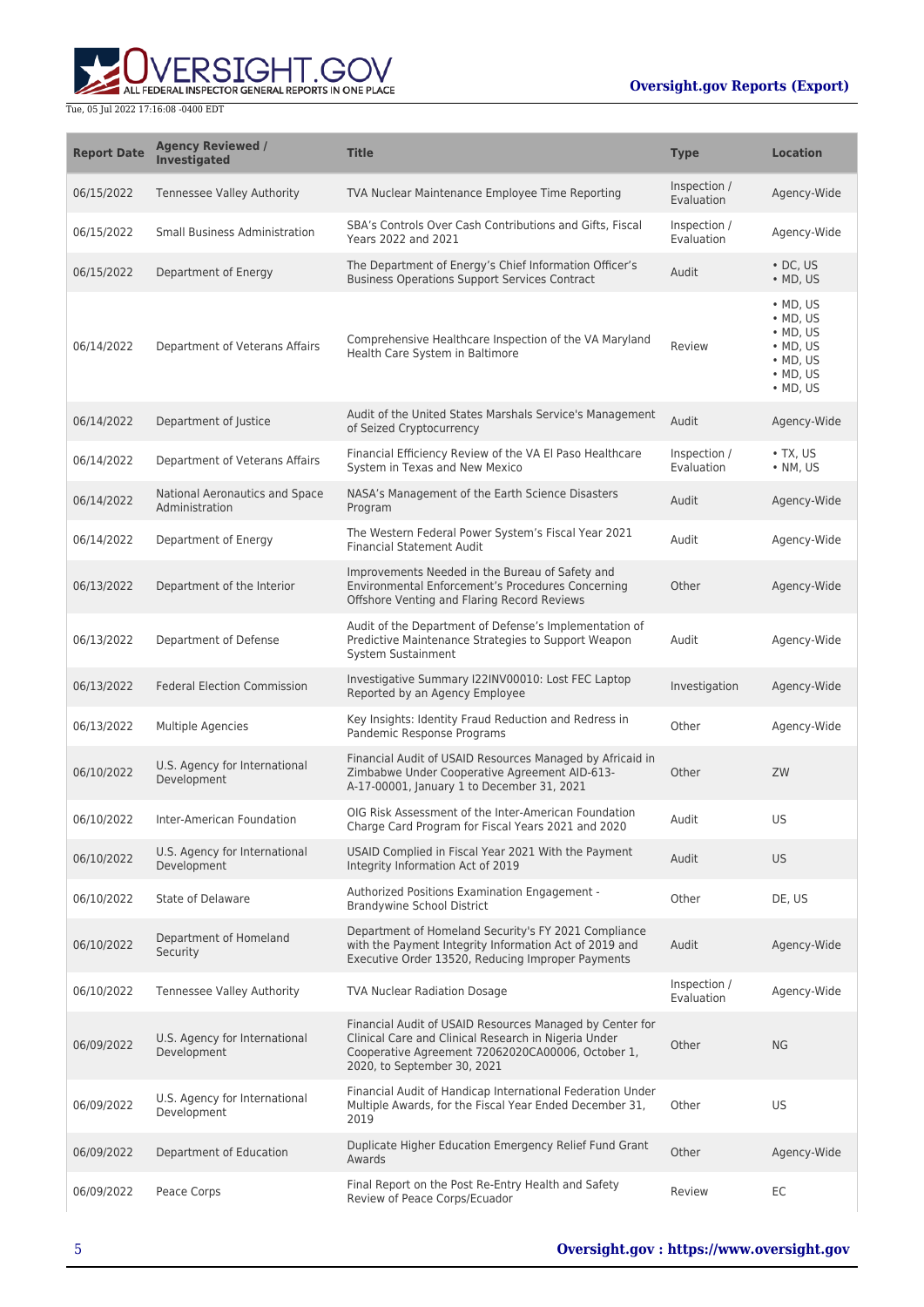| Report Date | Agency Reviewed / Investigated | Title | Type | Location |
| --- | --- | --- | --- | --- |
| 06/15/2022 | Tennessee Valley Authority | TVA Nuclear Maintenance Employee Time Reporting | Inspection / Evaluation | Agency-Wide |
| 06/15/2022 | Small Business Administration | SBA's Controls Over Cash Contributions and Gifts, Fiscal Years 2022 and 2021 | Inspection / Evaluation | Agency-Wide |
| 06/15/2022 | Department of Energy | The Department of Energy's Chief Information Officer's Business Operations Support Services Contract | Audit | • DC, US<br>• MD, US |
| 06/14/2022 | Department of Veterans Affairs | Comprehensive Healthcare Inspection of the VA Maryland Health Care System in Baltimore | Review | • MD, US<br>• MD, US<br>• MD, US<br>• MD, US<br>• MD, US<br>• MD, US<br>• MD, US |
| 06/14/2022 | Department of Justice | Audit of the United States Marshals Service's Management of Seized Cryptocurrency | Audit | Agency-Wide |
| 06/14/2022 | Department of Veterans Affairs | Financial Efficiency Review of the VA El Paso Healthcare System in Texas and New Mexico | Inspection / Evaluation | • TX, US<br>• NM, US |
| 06/14/2022 | National Aeronautics and Space Administration | NASA's Management of the Earth Science Disasters Program | Audit | Agency-Wide |
| 06/14/2022 | Department of Energy | The Western Federal Power System's Fiscal Year 2021 Financial Statement Audit | Audit | Agency-Wide |
| 06/13/2022 | Department of the Interior | Improvements Needed in the Bureau of Safety and Environmental Enforcement's Procedures Concerning Offshore Venting and Flaring Record Reviews | Other | Agency-Wide |
| 06/13/2022 | Department of Defense | Audit of the Department of Defense's Implementation of Predictive Maintenance Strategies to Support Weapon System Sustainment | Audit | Agency-Wide |
| 06/13/2022 | Federal Election Commission | Investigative Summary I22INV00010: Lost FEC Laptop Reported by an Agency Employee | Investigation | Agency-Wide |
| 06/13/2022 | Multiple Agencies | Key Insights: Identity Fraud Reduction and Redress in Pandemic Response Programs | Other | Agency-Wide |
| 06/10/2022 | U.S. Agency for International Development | Financial Audit of USAID Resources Managed by Africaid in Zimbabwe Under Cooperative Agreement AID-613-A-17-00001, January 1 to December 31, 2021 | Other | ZW |
| 06/10/2022 | Inter-American Foundation | OIG Risk Assessment of the Inter-American Foundation Charge Card Program for Fiscal Years 2021 and 2020 | Audit | US |
| 06/10/2022 | U.S. Agency for International Development | USAID Complied in Fiscal Year 2021 With the Payment Integrity Information Act of 2019 | Audit | US |
| 06/10/2022 | State of Delaware | Authorized Positions Examination Engagement - Brandywine School District | Other | DE, US |
| 06/10/2022 | Department of Homeland Security | Department of Homeland Security's FY 2021 Compliance with the Payment Integrity Information Act of 2019 and Executive Order 13520, Reducing Improper Payments | Audit | Agency-Wide |
| 06/10/2022 | Tennessee Valley Authority | TVA Nuclear Radiation Dosage | Inspection / Evaluation | Agency-Wide |
| 06/09/2022 | U.S. Agency for International Development | Financial Audit of USAID Resources Managed by Center for Clinical Care and Clinical Research in Nigeria Under Cooperative Agreement 72062020CA00006, October 1, 2020, to September 30, 2021 | Other | NG |
| 06/09/2022 | U.S. Agency for International Development | Financial Audit of Handicap International Federation Under Multiple Awards, for the Fiscal Year Ended December 31, 2019 | Other | US |
| 06/09/2022 | Department of Education | Duplicate Higher Education Emergency Relief Fund Grant Awards | Other | Agency-Wide |
| 06/09/2022 | Peace Corps | Final Report on the Post Re-Entry Health and Safety Review of Peace Corps/Ecuador | Review | EC |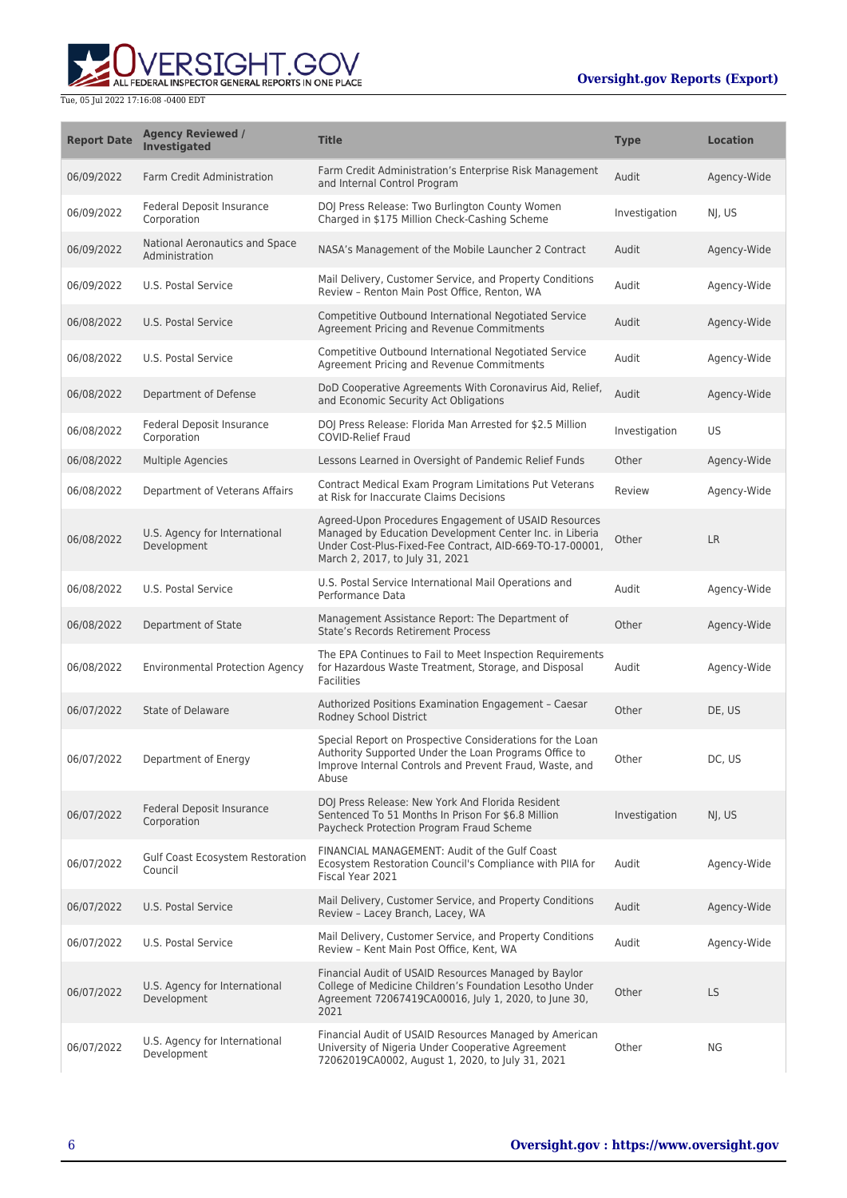| Report Date | Agency Reviewed / Investigated | Title | Type | Location |
| --- | --- | --- | --- | --- |
| 06/09/2022 | Farm Credit Administration | Farm Credit Administration's Enterprise Risk Management and Internal Control Program | Audit | Agency-Wide |
| 06/09/2022 | Federal Deposit Insurance Corporation | DOJ Press Release: Two Burlington County Women Charged in $175 Million Check-Cashing Scheme | Investigation | NJ, US |
| 06/09/2022 | National Aeronautics and Space Administration | NASA's Management of the Mobile Launcher 2 Contract | Audit | Agency-Wide |
| 06/09/2022 | U.S. Postal Service | Mail Delivery, Customer Service, and Property Conditions Review – Renton Main Post Office, Renton, WA | Audit | Agency-Wide |
| 06/08/2022 | U.S. Postal Service | Competitive Outbound International Negotiated Service Agreement Pricing and Revenue Commitments | Audit | Agency-Wide |
| 06/08/2022 | U.S. Postal Service | Competitive Outbound International Negotiated Service Agreement Pricing and Revenue Commitments | Audit | Agency-Wide |
| 06/08/2022 | Department of Defense | DoD Cooperative Agreements With Coronavirus Aid, Relief, and Economic Security Act Obligations | Audit | Agency-Wide |
| 06/08/2022 | Federal Deposit Insurance Corporation | DOJ Press Release: Florida Man Arrested for $2.5 Million COVID-Relief Fraud | Investigation | US |
| 06/08/2022 | Multiple Agencies | Lessons Learned in Oversight of Pandemic Relief Funds | Other | Agency-Wide |
| 06/08/2022 | Department of Veterans Affairs | Contract Medical Exam Program Limitations Put Veterans at Risk for Inaccurate Claims Decisions | Review | Agency-Wide |
| 06/08/2022 | U.S. Agency for International Development | Agreed-Upon Procedures Engagement of USAID Resources Managed by Education Development Center Inc. in Liberia Under Cost-Plus-Fixed-Fee Contract, AID-669-TO-17-00001, March 2, 2017, to July 31, 2021 | Other | LR |
| 06/08/2022 | U.S. Postal Service | U.S. Postal Service International Mail Operations and Performance Data | Audit | Agency-Wide |
| 06/08/2022 | Department of State | Management Assistance Report: The Department of State's Records Retirement Process | Other | Agency-Wide |
| 06/08/2022 | Environmental Protection Agency | The EPA Continues to Fail to Meet Inspection Requirements for Hazardous Waste Treatment, Storage, and Disposal Facilities | Audit | Agency-Wide |
| 06/07/2022 | State of Delaware | Authorized Positions Examination Engagement – Caesar Rodney School District | Other | DE, US |
| 06/07/2022 | Department of Energy | Special Report on Prospective Considerations for the Loan Authority Supported Under the Loan Programs Office to Improve Internal Controls and Prevent Fraud, Waste, and Abuse | Other | DC, US |
| 06/07/2022 | Federal Deposit Insurance Corporation | DOJ Press Release: New York And Florida Resident Sentenced To 51 Months In Prison For $6.8 Million Paycheck Protection Program Fraud Scheme | Investigation | NJ, US |
| 06/07/2022 | Gulf Coast Ecosystem Restoration Council | FINANCIAL MANAGEMENT: Audit of the Gulf Coast Ecosystem Restoration Council's Compliance with PIIA for Fiscal Year 2021 | Audit | Agency-Wide |
| 06/07/2022 | U.S. Postal Service | Mail Delivery, Customer Service, and Property Conditions Review – Lacey Branch, Lacey, WA | Audit | Agency-Wide |
| 06/07/2022 | U.S. Postal Service | Mail Delivery, Customer Service, and Property Conditions Review – Kent Main Post Office, Kent, WA | Audit | Agency-Wide |
| 06/07/2022 | U.S. Agency for International Development | Financial Audit of USAID Resources Managed by Baylor College of Medicine Children's Foundation Lesotho Under Agreement 72067419CA00016, July 1, 2020, to June 30, 2021 | Other | LS |
| 06/07/2022 | U.S. Agency for International Development | Financial Audit of USAID Resources Managed by American University of Nigeria Under Cooperative Agreement 72062019CA0002, August 1, 2020, to July 31, 2021 | Other | NG |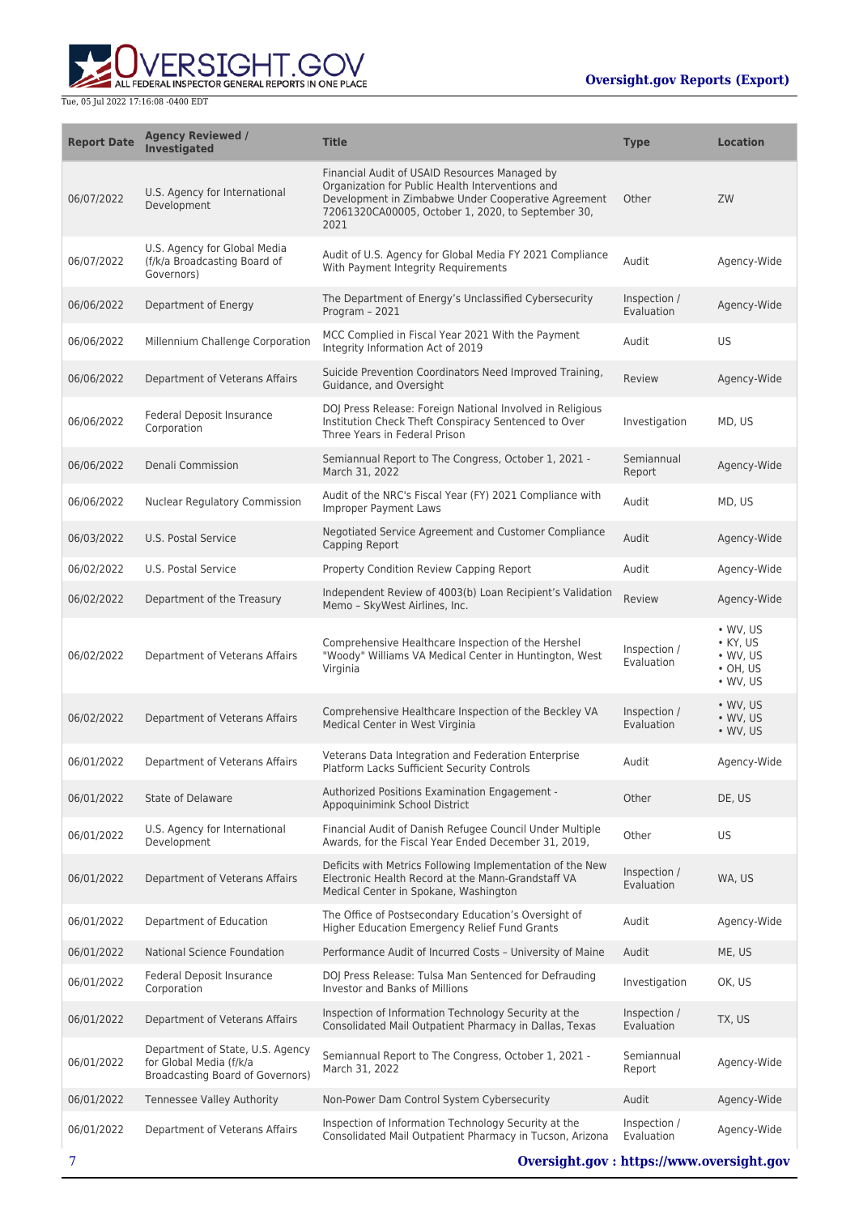| Report Date | Agency Reviewed / Investigated | Title | Type | Location |
| --- | --- | --- | --- | --- |
| 06/07/2022 | U.S. Agency for International Development | Financial Audit of USAID Resources Managed by Organization for Public Health Interventions and Development in Zimbabwe Under Cooperative Agreement 72061320CA00005, October 1, 2020, to September 30, 2021 | Other | ZW |
| 06/07/2022 | U.S. Agency for Global Media (f/k/a Broadcasting Board of Governors) | Audit of U.S. Agency for Global Media FY 2021 Compliance With Payment Integrity Requirements | Audit | Agency-Wide |
| 06/06/2022 | Department of Energy | The Department of Energy's Unclassified Cybersecurity Program – 2021 | Inspection / Evaluation | Agency-Wide |
| 06/06/2022 | Millennium Challenge Corporation | MCC Complied in Fiscal Year 2021 With the Payment Integrity Information Act of 2019 | Audit | US |
| 06/06/2022 | Department of Veterans Affairs | Suicide Prevention Coordinators Need Improved Training, Guidance, and Oversight | Review | Agency-Wide |
| 06/06/2022 | Federal Deposit Insurance Corporation | DOJ Press Release: Foreign National Involved in Religious Institution Check Theft Conspiracy Sentenced to Over Three Years in Federal Prison | Investigation | MD, US |
| 06/06/2022 | Denali Commission | Semiannual Report to The Congress, October 1, 2021 - March 31, 2022 | Semiannual Report | Agency-Wide |
| 06/06/2022 | Nuclear Regulatory Commission | Audit of the NRC's Fiscal Year (FY) 2021 Compliance with Improper Payment Laws | Audit | MD, US |
| 06/03/2022 | U.S. Postal Service | Negotiated Service Agreement and Customer Compliance Capping Report | Audit | Agency-Wide |
| 06/02/2022 | U.S. Postal Service | Property Condition Review Capping Report | Audit | Agency-Wide |
| 06/02/2022 | Department of the Treasury | Independent Review of 4003(b) Loan Recipient's Validation Memo – SkyWest Airlines, Inc. | Review | Agency-Wide |
| 06/02/2022 | Department of Veterans Affairs | Comprehensive Healthcare Inspection of the Hershel "Woody" Williams VA Medical Center in Huntington, West Virginia | Inspection / Evaluation | • WV, US<br>• KY, US<br>• WV, US<br>• OH, US<br>• WV, US |
| 06/02/2022 | Department of Veterans Affairs | Comprehensive Healthcare Inspection of the Beckley VA Medical Center in West Virginia | Inspection / Evaluation | • WV, US<br>• WV, US<br>• WV, US |
| 06/01/2022 | Department of Veterans Affairs | Veterans Data Integration and Federation Enterprise Platform Lacks Sufficient Security Controls | Audit | Agency-Wide |
| 06/01/2022 | State of Delaware | Authorized Positions Examination Engagement - Appoquinimink School District | Other | DE, US |
| 06/01/2022 | U.S. Agency for International Development | Financial Audit of Danish Refugee Council Under Multiple Awards, for the Fiscal Year Ended December 31, 2019, | Other | US |
| 06/01/2022 | Department of Veterans Affairs | Deficits with Metrics Following Implementation of the New Electronic Health Record at the Mann-Grandstaff VA Medical Center in Spokane, Washington | Inspection / Evaluation | WA, US |
| 06/01/2022 | Department of Education | The Office of Postsecondary Education's Oversight of Higher Education Emergency Relief Fund Grants | Audit | Agency-Wide |
| 06/01/2022 | National Science Foundation | Performance Audit of Incurred Costs – University of Maine | Audit | ME, US |
| 06/01/2022 | Federal Deposit Insurance Corporation | DOJ Press Release: Tulsa Man Sentenced for Defrauding Investor and Banks of Millions | Investigation | OK, US |
| 06/01/2022 | Department of Veterans Affairs | Inspection of Information Technology Security at the Consolidated Mail Outpatient Pharmacy in Dallas, Texas | Inspection / Evaluation | TX, US |
| 06/01/2022 | Department of State, U.S. Agency for Global Media (f/k/a Broadcasting Board of Governors) | Semiannual Report to The Congress, October 1, 2021 - March 31, 2022 | Semiannual Report | Agency-Wide |
| 06/01/2022 | Tennessee Valley Authority | Non-Power Dam Control System Cybersecurity | Audit | Agency-Wide |
| 06/01/2022 | Department of Veterans Affairs | Inspection of Information Technology Security at the Consolidated Mail Outpatient Pharmacy in Tucson, Arizona | Inspection / Evaluation | Agency-Wide |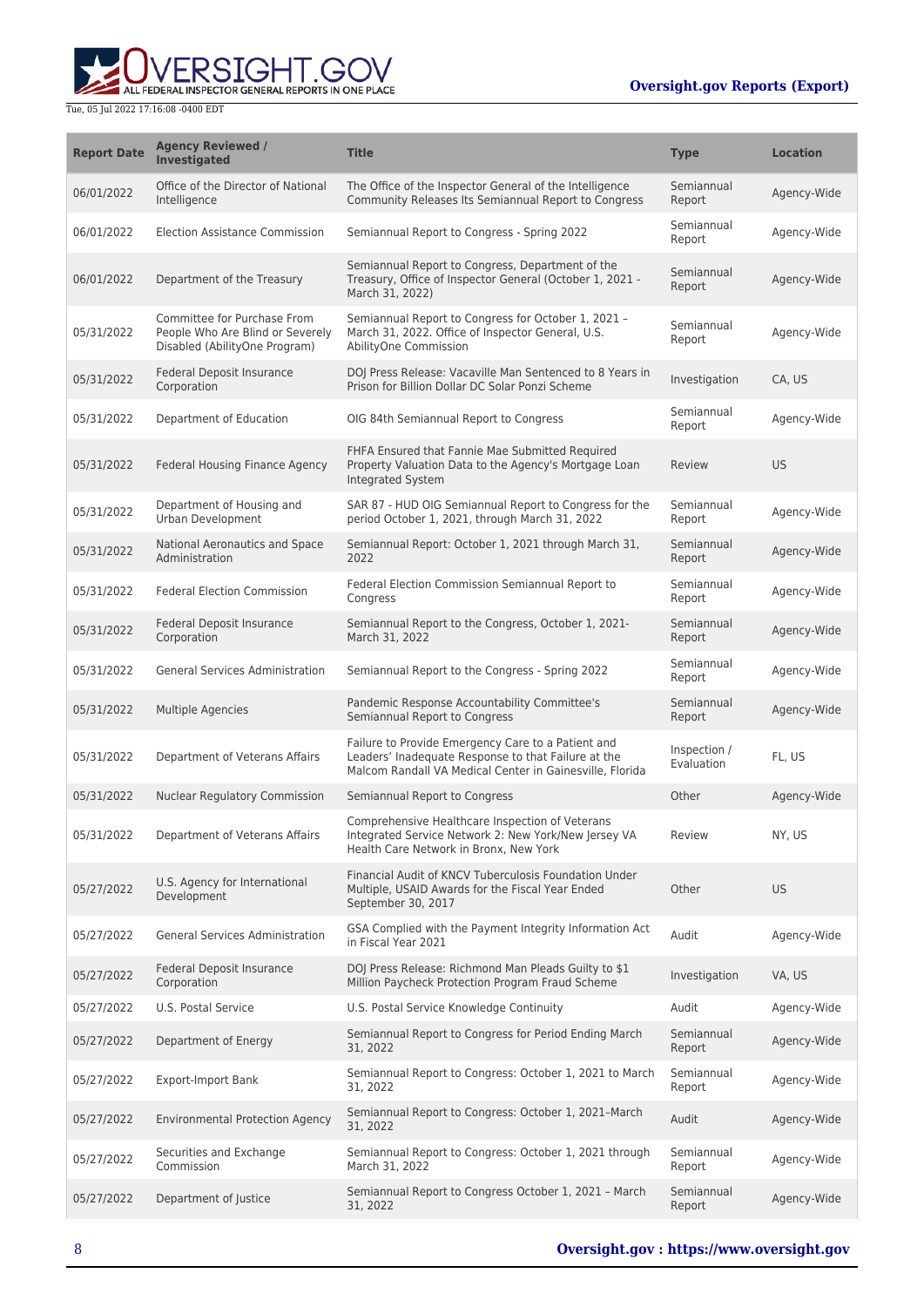| Report Date | Agency Reviewed / Investigated | Title | Type | Location |
|---|---|---|---|---|
| 06/01/2022 | Office of the Director of National Intelligence | The Office of the Inspector General of the Intelligence Community Releases Its Semiannual Report to Congress | Semiannual Report | Agency-Wide |
| 06/01/2022 | Election Assistance Commission | Semiannual Report to Congress - Spring 2022 | Semiannual Report | Agency-Wide |
| 06/01/2022 | Department of the Treasury | Semiannual Report to Congress, Department of the Treasury, Office of Inspector General (October 1, 2021 - March 31, 2022) | Semiannual Report | Agency-Wide |
| 05/31/2022 | Committee for Purchase From People Who Are Blind or Severely Disabled (AbilityOne Program) | Semiannual Report to Congress for October 1, 2021 – March 31, 2022. Office of Inspector General, U.S. AbilityOne Commission | Semiannual Report | Agency-Wide |
| 05/31/2022 | Federal Deposit Insurance Corporation | DOJ Press Release: Vacaville Man Sentenced to 8 Years in Prison for Billion Dollar DC Solar Ponzi Scheme | Investigation | CA, US |
| 05/31/2022 | Department of Education | OIG 84th Semiannual Report to Congress | Semiannual Report | Agency-Wide |
| 05/31/2022 | Federal Housing Finance Agency | FHFA Ensured that Fannie Mae Submitted Required Property Valuation Data to the Agency's Mortgage Loan Integrated System | Review | US |
| 05/31/2022 | Department of Housing and Urban Development | SAR 87 - HUD OIG Semiannual Report to Congress for the period October 1, 2021, through March 31, 2022 | Semiannual Report | Agency-Wide |
| 05/31/2022 | National Aeronautics and Space Administration | Semiannual Report: October 1, 2021 through March 31, 2022 | Semiannual Report | Agency-Wide |
| 05/31/2022 | Federal Election Commission | Federal Election Commission Semiannual Report to Congress | Semiannual Report | Agency-Wide |
| 05/31/2022 | Federal Deposit Insurance Corporation | Semiannual Report to the Congress, October 1, 2021-March 31, 2022 | Semiannual Report | Agency-Wide |
| 05/31/2022 | General Services Administration | Semiannual Report to the Congress - Spring 2022 | Semiannual Report | Agency-Wide |
| 05/31/2022 | Multiple Agencies | Pandemic Response Accountability Committee's Semiannual Report to Congress | Semiannual Report | Agency-Wide |
| 05/31/2022 | Department of Veterans Affairs | Failure to Provide Emergency Care to a Patient and Leaders' Inadequate Response to that Failure at the Malcom Randall VA Medical Center in Gainesville, Florida | Inspection / Evaluation | FL, US |
| 05/31/2022 | Nuclear Regulatory Commission | Semiannual Report to Congress | Other | Agency-Wide |
| 05/31/2022 | Department of Veterans Affairs | Comprehensive Healthcare Inspection of Veterans Integrated Service Network 2: New York/New Jersey VA Health Care Network in Bronx, New York | Review | NY, US |
| 05/27/2022 | U.S. Agency for International Development | Financial Audit of KNCV Tuberculosis Foundation Under Multiple, USAID Awards for the Fiscal Year Ended September 30, 2017 | Other | US |
| 05/27/2022 | General Services Administration | GSA Complied with the Payment Integrity Information Act in Fiscal Year 2021 | Audit | Agency-Wide |
| 05/27/2022 | Federal Deposit Insurance Corporation | DOJ Press Release: Richmond Man Pleads Guilty to $1 Million Paycheck Protection Program Fraud Scheme | Investigation | VA, US |
| 05/27/2022 | U.S. Postal Service | U.S. Postal Service Knowledge Continuity | Audit | Agency-Wide |
| 05/27/2022 | Department of Energy | Semiannual Report to Congress for Period Ending March 31, 2022 | Semiannual Report | Agency-Wide |
| 05/27/2022 | Export-Import Bank | Semiannual Report to Congress: October 1, 2021 to March 31, 2022 | Semiannual Report | Agency-Wide |
| 05/27/2022 | Environmental Protection Agency | Semiannual Report to Congress: October 1, 2021–March 31, 2022 | Audit | Agency-Wide |
| 05/27/2022 | Securities and Exchange Commission | Semiannual Report to Congress: October 1, 2021 through March 31, 2022 | Semiannual Report | Agency-Wide |
| 05/27/2022 | Department of Justice | Semiannual Report to Congress October 1, 2021 – March 31, 2022 | Semiannual Report | Agency-Wide |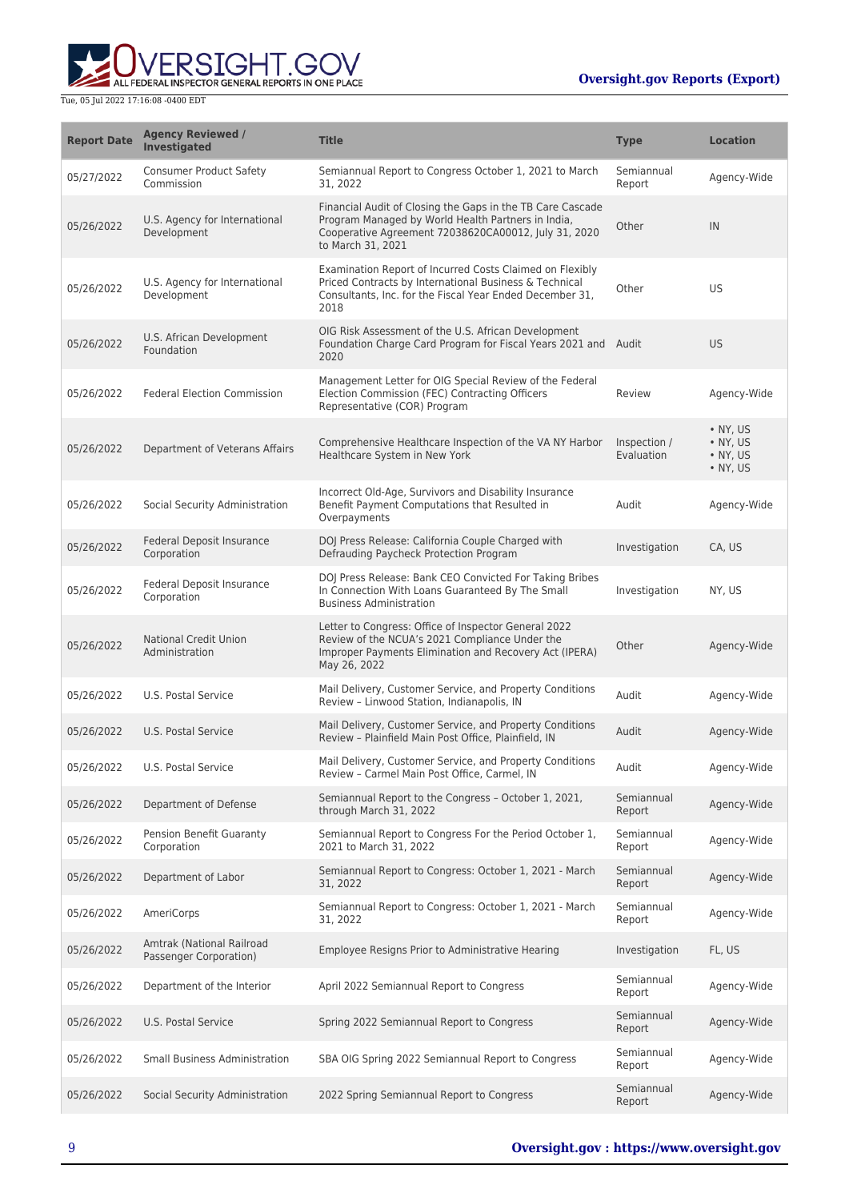| Report Date | Agency Reviewed / Investigated | Title | Type | Location |
| --- | --- | --- | --- | --- |
| 05/27/2022 | Consumer Product Safety Commission | Semiannual Report to Congress October 1, 2021 to March 31, 2022 | Semiannual Report | Agency-Wide |
| 05/26/2022 | U.S. Agency for International Development | Financial Audit of Closing the Gaps in the TB Care Cascade Program Managed by World Health Partners in India, Cooperative Agreement 72038620CA00012, July 31, 2020 to March 31, 2021 | Other | IN |
| 05/26/2022 | U.S. Agency for International Development | Examination Report of Incurred Costs Claimed on Flexibly Priced Contracts by International Business & Technical Consultants, Inc. for the Fiscal Year Ended December 31, 2018 | Other | US |
| 05/26/2022 | U.S. African Development Foundation | OIG Risk Assessment of the U.S. African Development Foundation Charge Card Program for Fiscal Years 2021 and 2020 | Audit | US |
| 05/26/2022 | Federal Election Commission | Management Letter for OIG Special Review of the Federal Election Commission (FEC) Contracting Officers Representative (COR) Program | Review | Agency-Wide |
| 05/26/2022 | Department of Veterans Affairs | Comprehensive Healthcare Inspection of the VA NY Harbor Healthcare System in New York | Inspection / Evaluation | • NY, US<br>• NY, US<br>• NY, US<br>• NY, US |
| 05/26/2022 | Social Security Administration | Incorrect Old-Age, Survivors and Disability Insurance Benefit Payment Computations that Resulted in Overpayments | Audit | Agency-Wide |
| 05/26/2022 | Federal Deposit Insurance Corporation | DOJ Press Release: California Couple Charged with Defrauding Paycheck Protection Program | Investigation | CA, US |
| 05/26/2022 | Federal Deposit Insurance Corporation | DOJ Press Release: Bank CEO Convicted For Taking Bribes In Connection With Loans Guaranteed By The Small Business Administration | Investigation | NY, US |
| 05/26/2022 | National Credit Union Administration | Letter to Congress: Office of Inspector General 2022 Review of the NCUA's 2021 Compliance Under the Improper Payments Elimination and Recovery Act (IPERA) May 26, 2022 | Other | Agency-Wide |
| 05/26/2022 | U.S. Postal Service | Mail Delivery, Customer Service, and Property Conditions Review – Linwood Station, Indianapolis, IN | Audit | Agency-Wide |
| 05/26/2022 | U.S. Postal Service | Mail Delivery, Customer Service, and Property Conditions Review – Plainfield Main Post Office, Plainfield, IN | Audit | Agency-Wide |
| 05/26/2022 | U.S. Postal Service | Mail Delivery, Customer Service, and Property Conditions Review – Carmel Main Post Office, Carmel, IN | Audit | Agency-Wide |
| 05/26/2022 | Department of Defense | Semiannual Report to the Congress – October 1, 2021, through March 31, 2022 | Semiannual Report | Agency-Wide |
| 05/26/2022 | Pension Benefit Guaranty Corporation | Semiannual Report to Congress For the Period October 1, 2021 to March 31, 2022 | Semiannual Report | Agency-Wide |
| 05/26/2022 | Department of Labor | Semiannual Report to Congress: October 1, 2021 - March 31, 2022 | Semiannual Report | Agency-Wide |
| 05/26/2022 | AmeriCorps | Semiannual Report to Congress: October 1, 2021 - March 31, 2022 | Semiannual Report | Agency-Wide |
| 05/26/2022 | Amtrak (National Railroad Passenger Corporation) | Employee Resigns Prior to Administrative Hearing | Investigation | FL, US |
| 05/26/2022 | Department of the Interior | April 2022 Semiannual Report to Congress | Semiannual Report | Agency-Wide |
| 05/26/2022 | U.S. Postal Service | Spring 2022 Semiannual Report to Congress | Semiannual Report | Agency-Wide |
| 05/26/2022 | Small Business Administration | SBA OIG Spring 2022 Semiannual Report to Congress | Semiannual Report | Agency-Wide |
| 05/26/2022 | Social Security Administration | 2022 Spring Semiannual Report to Congress | Semiannual Report | Agency-Wide |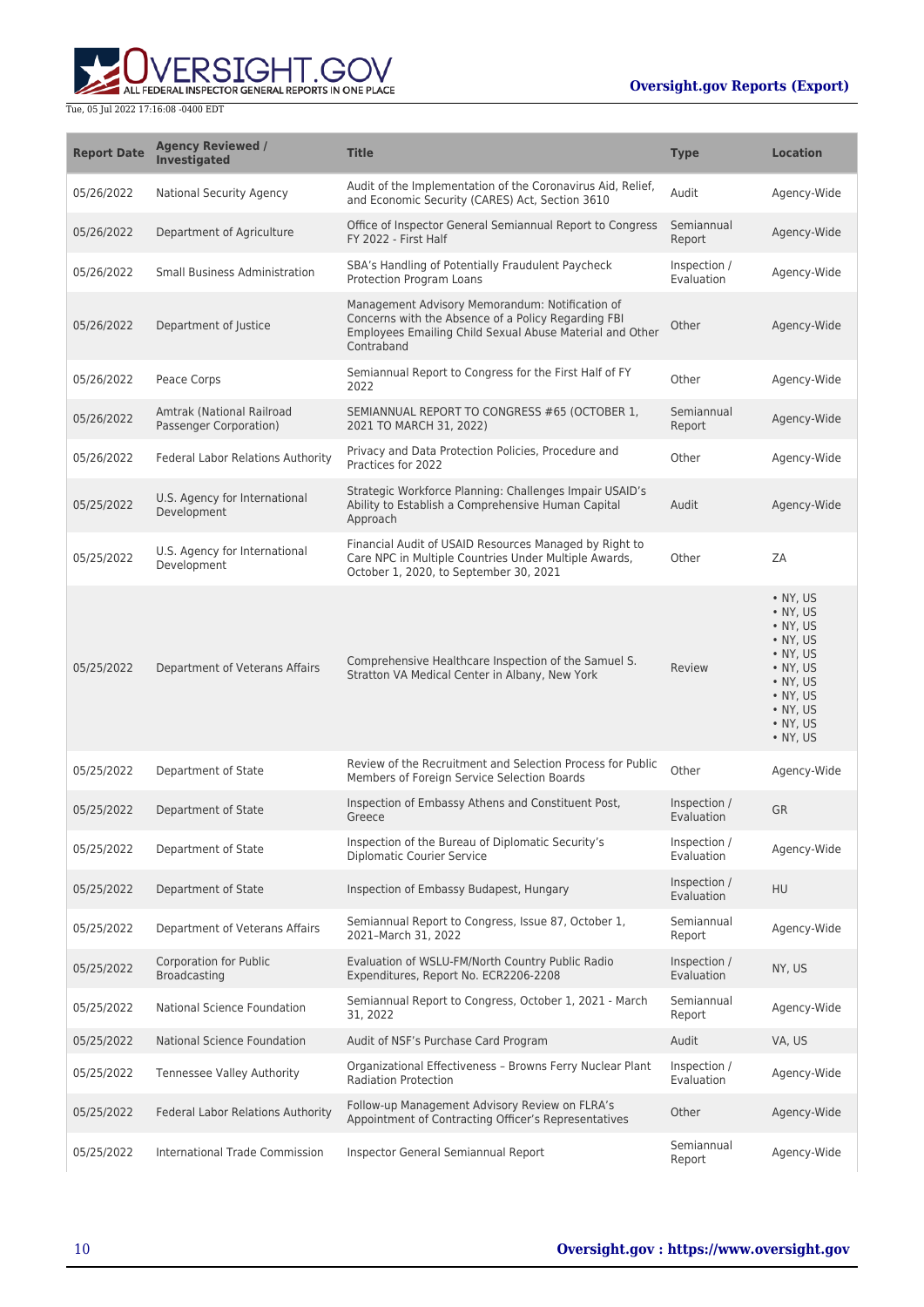| Report Date | Agency Reviewed / Investigated | Title | Type | Location |
|---|---|---|---|---|
| 05/26/2022 | National Security Agency | Audit of the Implementation of the Coronavirus Aid, Relief, and Economic Security (CARES) Act, Section 3610 | Audit | Agency-Wide |
| 05/26/2022 | Department of Agriculture | Office of Inspector General Semiannual Report to Congress FY 2022 - First Half | Semiannual Report | Agency-Wide |
| 05/26/2022 | Small Business Administration | SBA's Handling of Potentially Fraudulent Paycheck Protection Program Loans | Inspection / Evaluation | Agency-Wide |
| 05/26/2022 | Department of Justice | Management Advisory Memorandum: Notification of Concerns with the Absence of a Policy Regarding FBI Employees Emailing Child Sexual Abuse Material and Other Contraband | Other | Agency-Wide |
| 05/26/2022 | Peace Corps | Semiannual Report to Congress for the First Half of FY 2022 | Other | Agency-Wide |
| 05/26/2022 | Amtrak (National Railroad Passenger Corporation) | SEMIANNUAL REPORT TO CONGRESS #65 (OCTOBER 1, 2021 TO MARCH 31, 2022) | Semiannual Report | Agency-Wide |
| 05/26/2022 | Federal Labor Relations Authority | Privacy and Data Protection Policies, Procedure and Practices for 2022 | Other | Agency-Wide |
| 05/25/2022 | U.S. Agency for International Development | Strategic Workforce Planning: Challenges Impair USAID's Ability to Establish a Comprehensive Human Capital Approach | Audit | Agency-Wide |
| 05/25/2022 | U.S. Agency for International Development | Financial Audit of USAID Resources Managed by Right to Care NPC in Multiple Countries Under Multiple Awards, October 1, 2020, to September 30, 2021 | Other | ZA |
| 05/25/2022 | Department of Veterans Affairs | Comprehensive Healthcare Inspection of the Samuel S. Stratton VA Medical Center in Albany, New York | Review | • NY, US<br>• NY, US<br>• NY, US<br>• NY, US<br>• NY, US<br>• NY, US<br>• NY, US<br>• NY, US<br>• NY, US<br>• NY, US<br>• NY, US |
| 05/25/2022 | Department of State | Review of the Recruitment and Selection Process for Public Members of Foreign Service Selection Boards | Other | Agency-Wide |
| 05/25/2022 | Department of State | Inspection of Embassy Athens and Constituent Post, Greece | Inspection / Evaluation | GR |
| 05/25/2022 | Department of State | Inspection of the Bureau of Diplomatic Security's Diplomatic Courier Service | Inspection / Evaluation | Agency-Wide |
| 05/25/2022 | Department of State | Inspection of Embassy Budapest, Hungary | Inspection / Evaluation | HU |
| 05/25/2022 | Department of Veterans Affairs | Semiannual Report to Congress, Issue 87, October 1, 2021–March 31, 2022 | Semiannual Report | Agency-Wide |
| 05/25/2022 | Corporation for Public Broadcasting | Evaluation of WSLU-FM/North Country Public Radio Expenditures, Report No. ECR2206-2208 | Inspection / Evaluation | NY, US |
| 05/25/2022 | National Science Foundation | Semiannual Report to Congress, October 1, 2021 - March 31, 2022 | Semiannual Report | Agency-Wide |
| 05/25/2022 | National Science Foundation | Audit of NSF's Purchase Card Program | Audit | VA, US |
| 05/25/2022 | Tennessee Valley Authority | Organizational Effectiveness – Browns Ferry Nuclear Plant Radiation Protection | Inspection / Evaluation | Agency-Wide |
| 05/25/2022 | Federal Labor Relations Authority | Follow-up Management Advisory Review on FLRA's Appointment of Contracting Officer's Representatives | Other | Agency-Wide |
| 05/25/2022 | International Trade Commission | Inspector General Semiannual Report | Semiannual Report | Agency-Wide |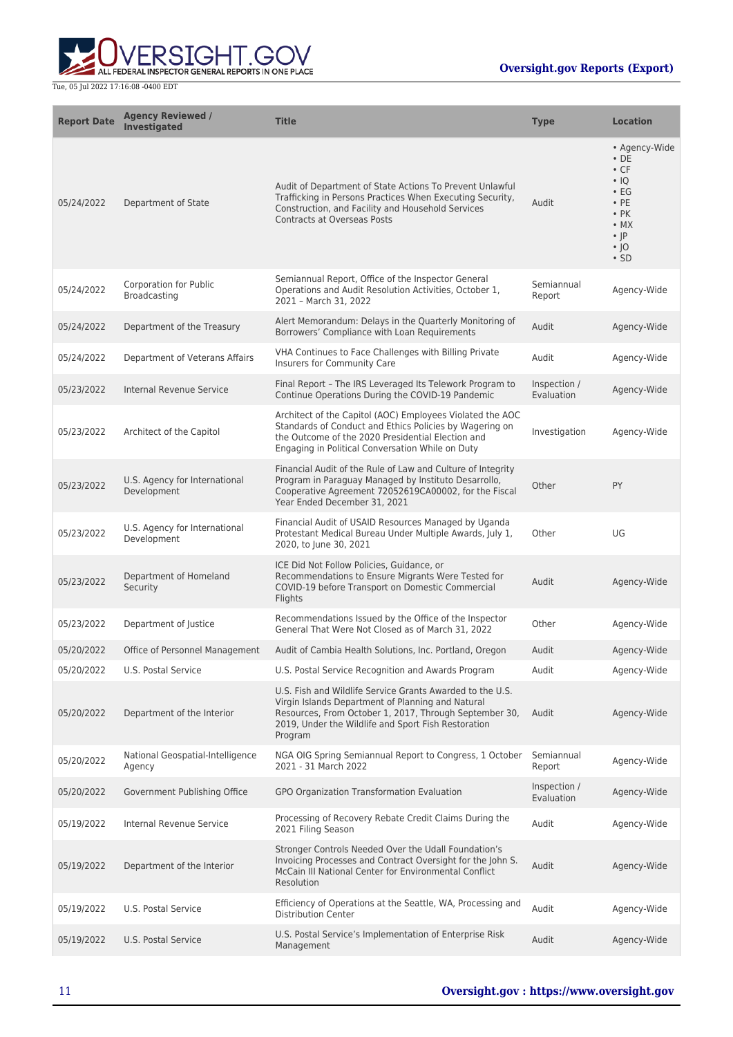| Report Date | Agency Reviewed / Investigated | Title | Type | Location |
|---|---|---|---|---|
| 05/24/2022 | Department of State | Audit of Department of State Actions To Prevent Unlawful Trafficking in Persons Practices When Executing Security, Construction, and Facility and Household Services Contracts at Overseas Posts | Audit | • Agency-Wide • DE • CF • IQ • EG • PE • PK • MX • JP • JO • SD |
| 05/24/2022 | Corporation for Public Broadcasting | Semiannual Report, Office of the Inspector General Operations and Audit Resolution Activities, October 1, 2021 – March 31, 2022 | Semiannual Report | Agency-Wide |
| 05/24/2022 | Department of the Treasury | Alert Memorandum: Delays in the Quarterly Monitoring of Borrowers' Compliance with Loan Requirements | Audit | Agency-Wide |
| 05/24/2022 | Department of Veterans Affairs | VHA Continues to Face Challenges with Billing Private Insurers for Community Care | Audit | Agency-Wide |
| 05/23/2022 | Internal Revenue Service | Final Report – The IRS Leveraged Its Telework Program to Continue Operations During the COVID-19 Pandemic | Inspection / Evaluation | Agency-Wide |
| 05/23/2022 | Architect of the Capitol | Architect of the Capitol (AOC) Employees Violated the AOC Standards of Conduct and Ethics Policies by Wagering on the Outcome of the 2020 Presidential Election and Engaging in Political Conversation While on Duty | Investigation | Agency-Wide |
| 05/23/2022 | U.S. Agency for International Development | Financial Audit of the Rule of Law and Culture of Integrity Program in Paraguay Managed by Instituto Desarrollo, Cooperative Agreement 72052619CA00002, for the Fiscal Year Ended December 31, 2021 | Other | PY |
| 05/23/2022 | U.S. Agency for International Development | Financial Audit of USAID Resources Managed by Uganda Protestant Medical Bureau Under Multiple Awards, July 1, 2020, to June 30, 2021 | Other | UG |
| 05/23/2022 | Department of Homeland Security | ICE Did Not Follow Policies, Guidance, or Recommendations to Ensure Migrants Were Tested for COVID-19 before Transport on Domestic Commercial Flights | Audit | Agency-Wide |
| 05/23/2022 | Department of Justice | Recommendations Issued by the Office of the Inspector General That Were Not Closed as of March 31, 2022 | Other | Agency-Wide |
| 05/20/2022 | Office of Personnel Management | Audit of Cambia Health Solutions, Inc. Portland, Oregon | Audit | Agency-Wide |
| 05/20/2022 | U.S. Postal Service | U.S. Postal Service Recognition and Awards Program | Audit | Agency-Wide |
| 05/20/2022 | Department of the Interior | U.S. Fish and Wildlife Service Grants Awarded to the U.S. Virgin Islands Department of Planning and Natural Resources, From October 1, 2017, Through September 30, 2019, Under the Wildlife and Sport Fish Restoration Program | Audit | Agency-Wide |
| 05/20/2022 | National Geospatial-Intelligence Agency | NGA OIG Spring Semiannual Report to Congress, 1 October 2021 - 31 March 2022 | Semiannual Report | Agency-Wide |
| 05/20/2022 | Government Publishing Office | GPO Organization Transformation Evaluation | Inspection / Evaluation | Agency-Wide |
| 05/19/2022 | Internal Revenue Service | Processing of Recovery Rebate Credit Claims During the 2021 Filing Season | Audit | Agency-Wide |
| 05/19/2022 | Department of the Interior | Stronger Controls Needed Over the Udall Foundation's Invoicing Processes and Contract Oversight for the John S. McCain III National Center for Environmental Conflict Resolution | Audit | Agency-Wide |
| 05/19/2022 | U.S. Postal Service | Efficiency of Operations at the Seattle, WA, Processing and Distribution Center | Audit | Agency-Wide |
| 05/19/2022 | U.S. Postal Service | U.S. Postal Service's Implementation of Enterprise Risk Management | Audit | Agency-Wide |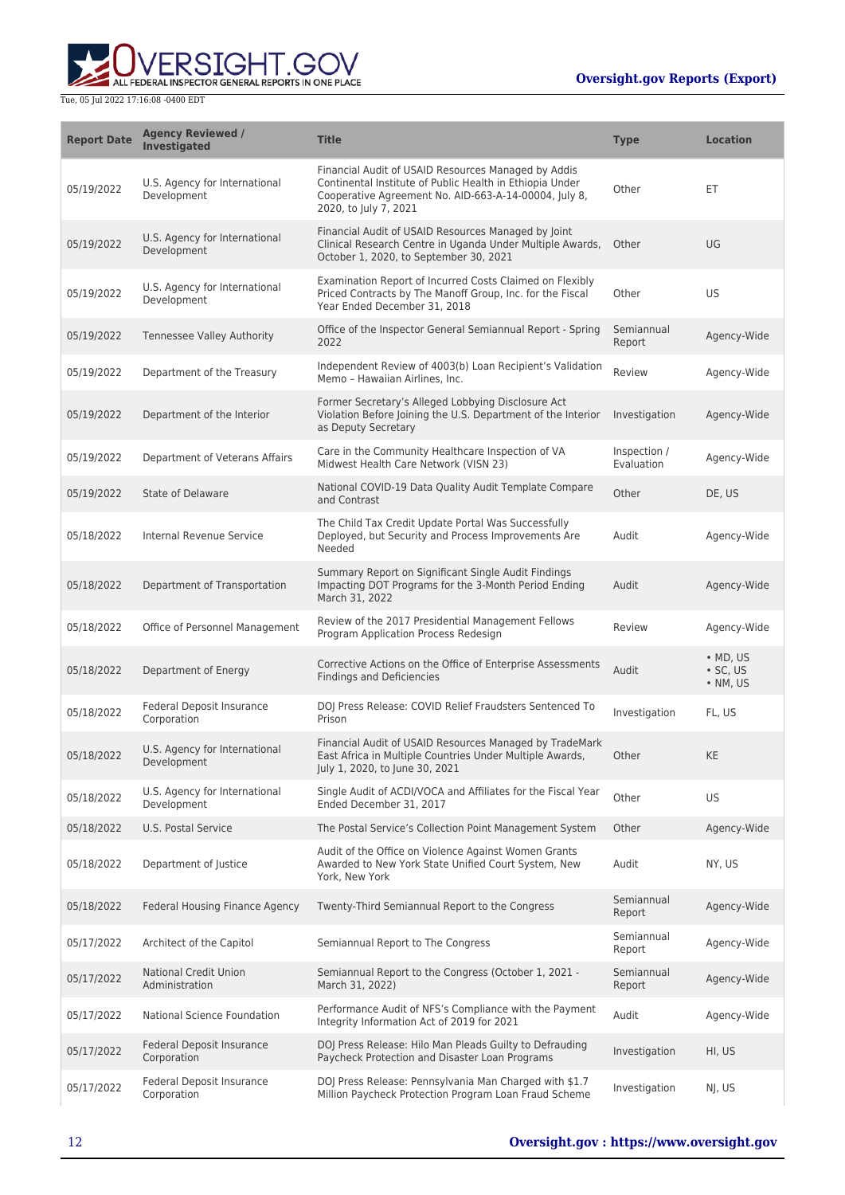| Report Date | Agency Reviewed / Investigated | Title | Type | Location |
| --- | --- | --- | --- | --- |
| 05/19/2022 | U.S. Agency for International Development | Financial Audit of USAID Resources Managed by Addis Continental Institute of Public Health in Ethiopia Under Cooperative Agreement No. AID-663-A-14-00004, July 8, 2020, to July 7, 2021 | Other | ET |
| 05/19/2022 | U.S. Agency for International Development | Financial Audit of USAID Resources Managed by Joint Clinical Research Centre in Uganda Under Multiple Awards, October 1, 2020, to September 30, 2021 | Other | UG |
| 05/19/2022 | U.S. Agency for International Development | Examination Report of Incurred Costs Claimed on Flexibly Priced Contracts by The Manoff Group, Inc. for the Fiscal Year Ended December 31, 2018 | Other | US |
| 05/19/2022 | Tennessee Valley Authority | Office of the Inspector General Semiannual Report - Spring 2022 | Semiannual Report | Agency-Wide |
| 05/19/2022 | Department of the Treasury | Independent Review of 4003(b) Loan Recipient's Validation Memo – Hawaiian Airlines, Inc. | Review | Agency-Wide |
| 05/19/2022 | Department of the Interior | Former Secretary's Alleged Lobbying Disclosure Act Violation Before Joining the U.S. Department of the Interior as Deputy Secretary | Investigation | Agency-Wide |
| 05/19/2022 | Department of Veterans Affairs | Care in the Community Healthcare Inspection of VA Midwest Health Care Network (VISN 23) | Inspection / Evaluation | Agency-Wide |
| 05/19/2022 | State of Delaware | National COVID-19 Data Quality Audit Template Compare and Contrast | Other | DE, US |
| 05/18/2022 | Internal Revenue Service | The Child Tax Credit Update Portal Was Successfully Deployed, but Security and Process Improvements Are Needed | Audit | Agency-Wide |
| 05/18/2022 | Department of Transportation | Summary Report on Significant Single Audit Findings Impacting DOT Programs for the 3-Month Period Ending March 31, 2022 | Audit | Agency-Wide |
| 05/18/2022 | Office of Personnel Management | Review of the 2017 Presidential Management Fellows Program Application Process Redesign | Review | Agency-Wide |
| 05/18/2022 | Department of Energy | Corrective Actions on the Office of Enterprise Assessments Findings and Deficiencies | Audit | • MD, US<br>• SC, US<br>• NM, US |
| 05/18/2022 | Federal Deposit Insurance Corporation | DOJ Press Release: COVID Relief Fraudsters Sentenced To Prison | Investigation | FL, US |
| 05/18/2022 | U.S. Agency for International Development | Financial Audit of USAID Resources Managed by TradeMark East Africa in Multiple Countries Under Multiple Awards, July 1, 2020, to June 30, 2021 | Other | KE |
| 05/18/2022 | U.S. Agency for International Development | Single Audit of ACDI/VOCA and Affiliates for the Fiscal Year Ended December 31, 2017 | Other | US |
| 05/18/2022 | U.S. Postal Service | The Postal Service's Collection Point Management System | Other | Agency-Wide |
| 05/18/2022 | Department of Justice | Audit of the Office on Violence Against Women Grants Awarded to New York State Unified Court System, New York, New York | Audit | NY, US |
| 05/18/2022 | Federal Housing Finance Agency | Twenty-Third Semiannual Report to the Congress | Semiannual Report | Agency-Wide |
| 05/17/2022 | Architect of the Capitol | Semiannual Report to The Congress | Semiannual Report | Agency-Wide |
| 05/17/2022 | National Credit Union Administration | Semiannual Report to the Congress (October 1, 2021 - March 31, 2022) | Semiannual Report | Agency-Wide |
| 05/17/2022 | National Science Foundation | Performance Audit of NFS's Compliance with the Payment Integrity Information Act of 2019 for 2021 | Audit | Agency-Wide |
| 05/17/2022 | Federal Deposit Insurance Corporation | DOJ Press Release: Hilo Man Pleads Guilty to Defrauding Paycheck Protection and Disaster Loan Programs | Investigation | HI, US |
| 05/17/2022 | Federal Deposit Insurance Corporation | DOJ Press Release: Pennsylvania Man Charged with $1.7 Million Paycheck Protection Program Loan Fraud Scheme | Investigation | NJ, US |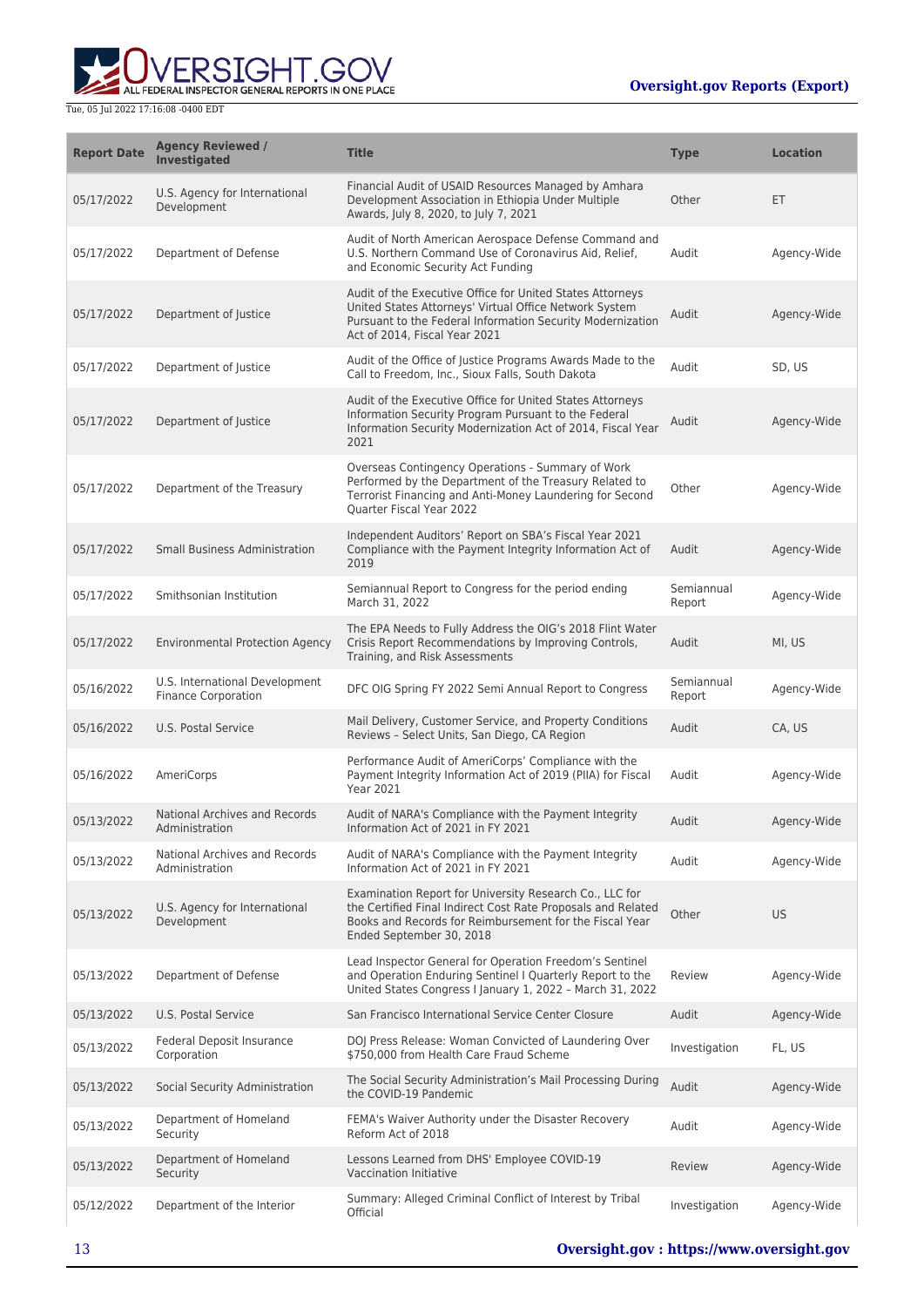| Report Date | Agency Reviewed / Investigated | Title | Type | Location |
| --- | --- | --- | --- | --- |
| 05/17/2022 | U.S. Agency for International Development | Financial Audit of USAID Resources Managed by Amhara Development Association in Ethiopia Under Multiple Awards, July 8, 2020, to July 7, 2021 | Other | ET |
| 05/17/2022 | Department of Defense | Audit of North American Aerospace Defense Command and U.S. Northern Command Use of Coronavirus Aid, Relief, and Economic Security Act Funding | Audit | Agency-Wide |
| 05/17/2022 | Department of Justice | Audit of the Executive Office for United States Attorneys United States Attorneys' Virtual Office Network System Pursuant to the Federal Information Security Modernization Act of 2014, Fiscal Year 2021 | Audit | Agency-Wide |
| 05/17/2022 | Department of Justice | Audit of the Office of Justice Programs Awards Made to the Call to Freedom, Inc., Sioux Falls, South Dakota | Audit | SD, US |
| 05/17/2022 | Department of Justice | Audit of the Executive Office for United States Attorneys Information Security Program Pursuant to the Federal Information Security Modernization Act of 2014, Fiscal Year 2021 | Audit | Agency-Wide |
| 05/17/2022 | Department of the Treasury | Overseas Contingency Operations - Summary of Work Performed by the Department of the Treasury Related to Terrorist Financing and Anti-Money Laundering for Second Quarter Fiscal Year 2022 | Other | Agency-Wide |
| 05/17/2022 | Small Business Administration | Independent Auditors' Report on SBA's Fiscal Year 2021 Compliance with the Payment Integrity Information Act of 2019 | Audit | Agency-Wide |
| 05/17/2022 | Smithsonian Institution | Semiannual Report to Congress for the period ending March 31, 2022 | Semiannual Report | Agency-Wide |
| 05/17/2022 | Environmental Protection Agency | The EPA Needs to Fully Address the OIG's 2018 Flint Water Crisis Report Recommendations by Improving Controls, Training, and Risk Assessments | Audit | MI, US |
| 05/16/2022 | U.S. International Development Finance Corporation | DFC OIG Spring FY 2022 Semi Annual Report to Congress | Semiannual Report | Agency-Wide |
| 05/16/2022 | U.S. Postal Service | Mail Delivery, Customer Service, and Property Conditions Reviews – Select Units, San Diego, CA Region | Audit | CA, US |
| 05/16/2022 | AmeriCorps | Performance Audit of AmeriCorps' Compliance with the Payment Integrity Information Act of 2019 (PIIA) for Fiscal Year 2021 | Audit | Agency-Wide |
| 05/13/2022 | National Archives and Records Administration | Audit of NARA's Compliance with the Payment Integrity Information Act of 2021 in FY 2021 | Audit | Agency-Wide |
| 05/13/2022 | National Archives and Records Administration | Audit of NARA's Compliance with the Payment Integrity Information Act of 2021 in FY 2021 | Audit | Agency-Wide |
| 05/13/2022 | U.S. Agency for International Development | Examination Report for University Research Co., LLC for the Certified Final Indirect Cost Rate Proposals and Related Books and Records for Reimbursement for the Fiscal Year Ended September 30, 2018 | Other | US |
| 05/13/2022 | Department of Defense | Lead Inspector General for Operation Freedom's Sentinel and Operation Enduring Sentinel I Quarterly Report to the United States Congress I January 1, 2022 – March 31, 2022 | Review | Agency-Wide |
| 05/13/2022 | U.S. Postal Service | San Francisco International Service Center Closure | Audit | Agency-Wide |
| 05/13/2022 | Federal Deposit Insurance Corporation | DOJ Press Release: Woman Convicted of Laundering Over $750,000 from Health Care Fraud Scheme | Investigation | FL, US |
| 05/13/2022 | Social Security Administration | The Social Security Administration's Mail Processing During the COVID-19 Pandemic | Audit | Agency-Wide |
| 05/13/2022 | Department of Homeland Security | FEMA's Waiver Authority under the Disaster Recovery Reform Act of 2018 | Audit | Agency-Wide |
| 05/13/2022 | Department of Homeland Security | Lessons Learned from DHS' Employee COVID-19 Vaccination Initiative | Review | Agency-Wide |
| 05/12/2022 | Department of the Interior | Summary: Alleged Criminal Conflict of Interest by Tribal Official | Investigation | Agency-Wide |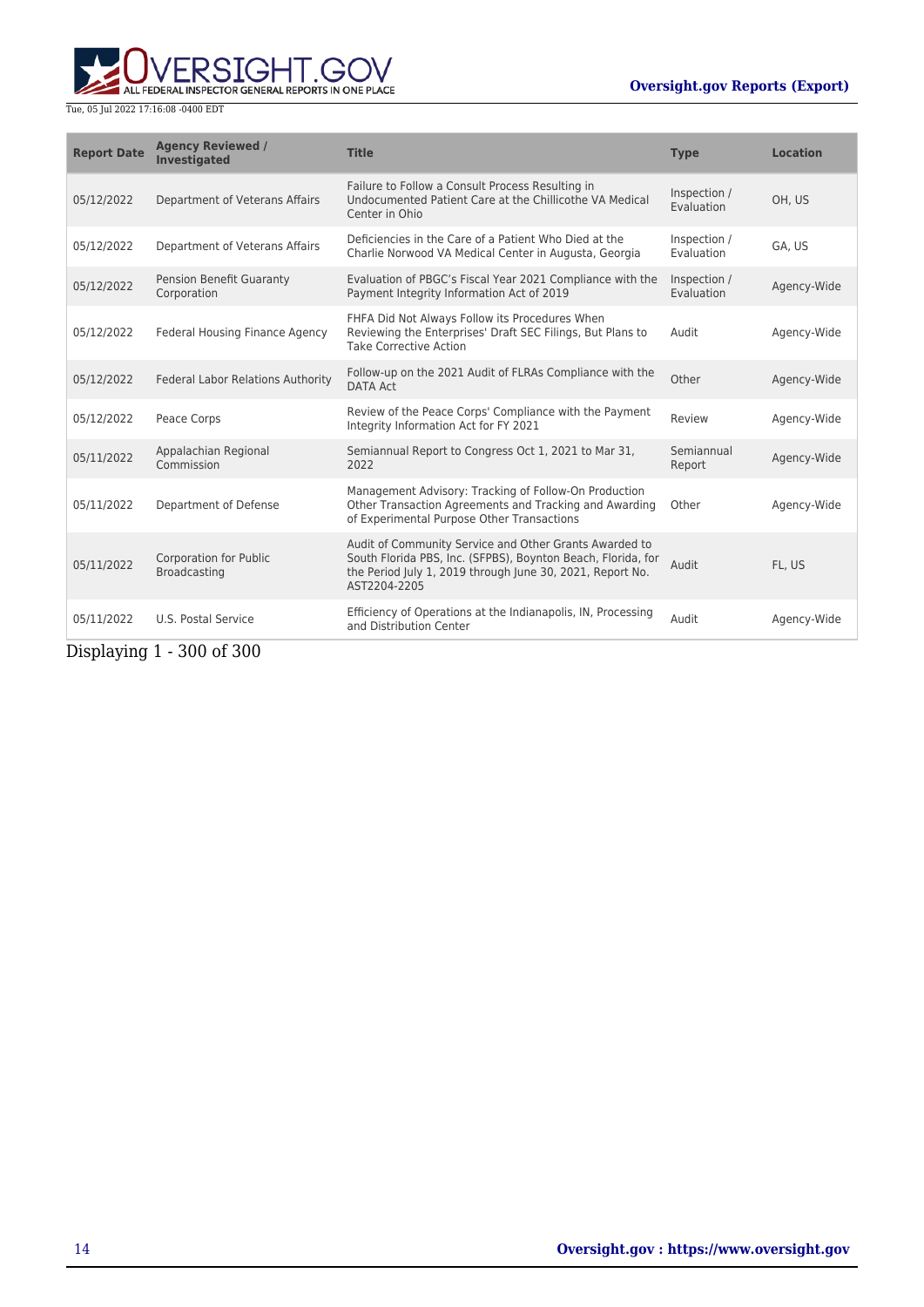| Report Date | Agency Reviewed / Investigated | Title | Type | Location |
|---|---|---|---|---|
| 05/12/2022 | Department of Veterans Affairs | Failure to Follow a Consult Process Resulting in Undocumented Patient Care at the Chillicothe VA Medical Center in Ohio | Inspection / Evaluation | OH, US |
| 05/12/2022 | Department of Veterans Affairs | Deficiencies in the Care of a Patient Who Died at the Charlie Norwood VA Medical Center in Augusta, Georgia | Inspection / Evaluation | GA, US |
| 05/12/2022 | Pension Benefit Guaranty Corporation | Evaluation of PBGC's Fiscal Year 2021 Compliance with the Payment Integrity Information Act of 2019 | Inspection / Evaluation | Agency-Wide |
| 05/12/2022 | Federal Housing Finance Agency | FHFA Did Not Always Follow its Procedures When Reviewing the Enterprises' Draft SEC Filings, But Plans to Take Corrective Action | Audit | Agency-Wide |
| 05/12/2022 | Federal Labor Relations Authority | Follow-up on the 2021 Audit of FLRAs Compliance with the DATA Act | Other | Agency-Wide |
| 05/12/2022 | Peace Corps | Review of the Peace Corps' Compliance with the Payment Integrity Information Act for FY 2021 | Review | Agency-Wide |
| 05/11/2022 | Appalachian Regional Commission | Semiannual Report to Congress Oct 1, 2021 to Mar 31, 2022 | Semiannual Report | Agency-Wide |
| 05/11/2022 | Department of Defense | Management Advisory: Tracking of Follow-On Production Other Transaction Agreements and Tracking and Awarding of Experimental Purpose Other Transactions | Other | Agency-Wide |
| 05/11/2022 | Corporation for Public Broadcasting | Audit of Community Service and Other Grants Awarded to South Florida PBS, Inc. (SFPBS), Boynton Beach, Florida, for the Period July 1, 2019 through June 30, 2021, Report No. AST2204-2205 | Audit | FL, US |
| 05/11/2022 | U.S. Postal Service | Efficiency of Operations at the Indianapolis, IN, Processing and Distribution Center | Audit | Agency-Wide |

Displaying 1 - 300 of 300